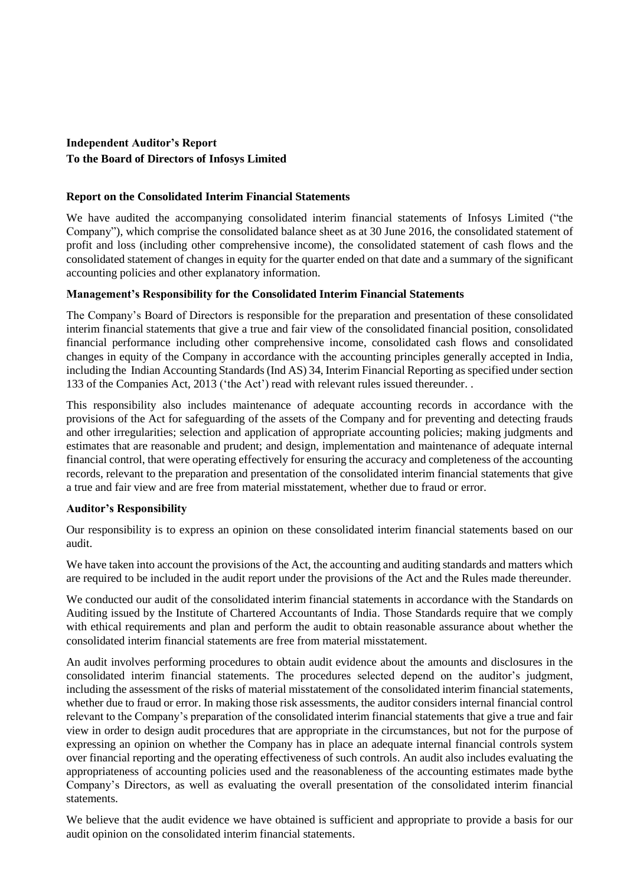**Independent Auditor's Report**
**To the Board of Directors of Infosys Limited**

**Report on the Consolidated Interim Financial Statements**

We have audited the accompanying consolidated interim financial statements of Infosys Limited ("the Company"), which comprise the consolidated balance sheet as at 30 June 2016, the consolidated statement of profit and loss (including other comprehensive income), the consolidated statement of cash flows and the consolidated statement of changes in equity for the quarter ended on that date and a summary of the significant accounting policies and other explanatory information.

**Management's Responsibility for the Consolidated Interim Financial Statements**

The Company's Board of Directors is responsible for the preparation and presentation of these consolidated interim financial statements that give a true and fair view of the consolidated financial position, consolidated financial performance including other comprehensive income, consolidated cash flows and consolidated changes in equity of the Company in accordance with the accounting principles generally accepted in India, including the Indian Accounting Standards (Ind AS) 34, Interim Financial Reporting as specified under section 133 of the Companies Act, 2013 ('the Act') read with relevant rules issued thereunder. .

This responsibility also includes maintenance of adequate accounting records in accordance with the provisions of the Act for safeguarding of the assets of the Company and for preventing and detecting frauds and other irregularities; selection and application of appropriate accounting policies; making judgments and estimates that are reasonable and prudent; and design, implementation and maintenance of adequate internal financial control, that were operating effectively for ensuring the accuracy and completeness of the accounting records, relevant to the preparation and presentation of the consolidated interim financial statements that give a true and fair view and are free from material misstatement, whether due to fraud or error.

**Auditor's Responsibility**

Our responsibility is to express an opinion on these consolidated interim financial statements based on our audit.

We have taken into account the provisions of the Act, the accounting and auditing standards and matters which are required to be included in the audit report under the provisions of the Act and the Rules made thereunder.

We conducted our audit of the consolidated interim financial statements in accordance with the Standards on Auditing issued by the Institute of Chartered Accountants of India. Those Standards require that we comply with ethical requirements and plan and perform the audit to obtain reasonable assurance about whether the consolidated interim financial statements are free from material misstatement.

An audit involves performing procedures to obtain audit evidence about the amounts and disclosures in the consolidated interim financial statements. The procedures selected depend on the auditor's judgment, including the assessment of the risks of material misstatement of the consolidated interim financial statements, whether due to fraud or error. In making those risk assessments, the auditor considers internal financial control relevant to the Company's preparation of the consolidated interim financial statements that give a true and fair view in order to design audit procedures that are appropriate in the circumstances, but not for the purpose of expressing an opinion on whether the Company has in place an adequate internal financial controls system over financial reporting and the operating effectiveness of such controls. An audit also includes evaluating the appropriateness of accounting policies used and the reasonableness of the accounting estimates made bythe Company's Directors, as well as evaluating the overall presentation of the consolidated interim financial statements.

We believe that the audit evidence we have obtained is sufficient and appropriate to provide a basis for our audit opinion on the consolidated interim financial statements.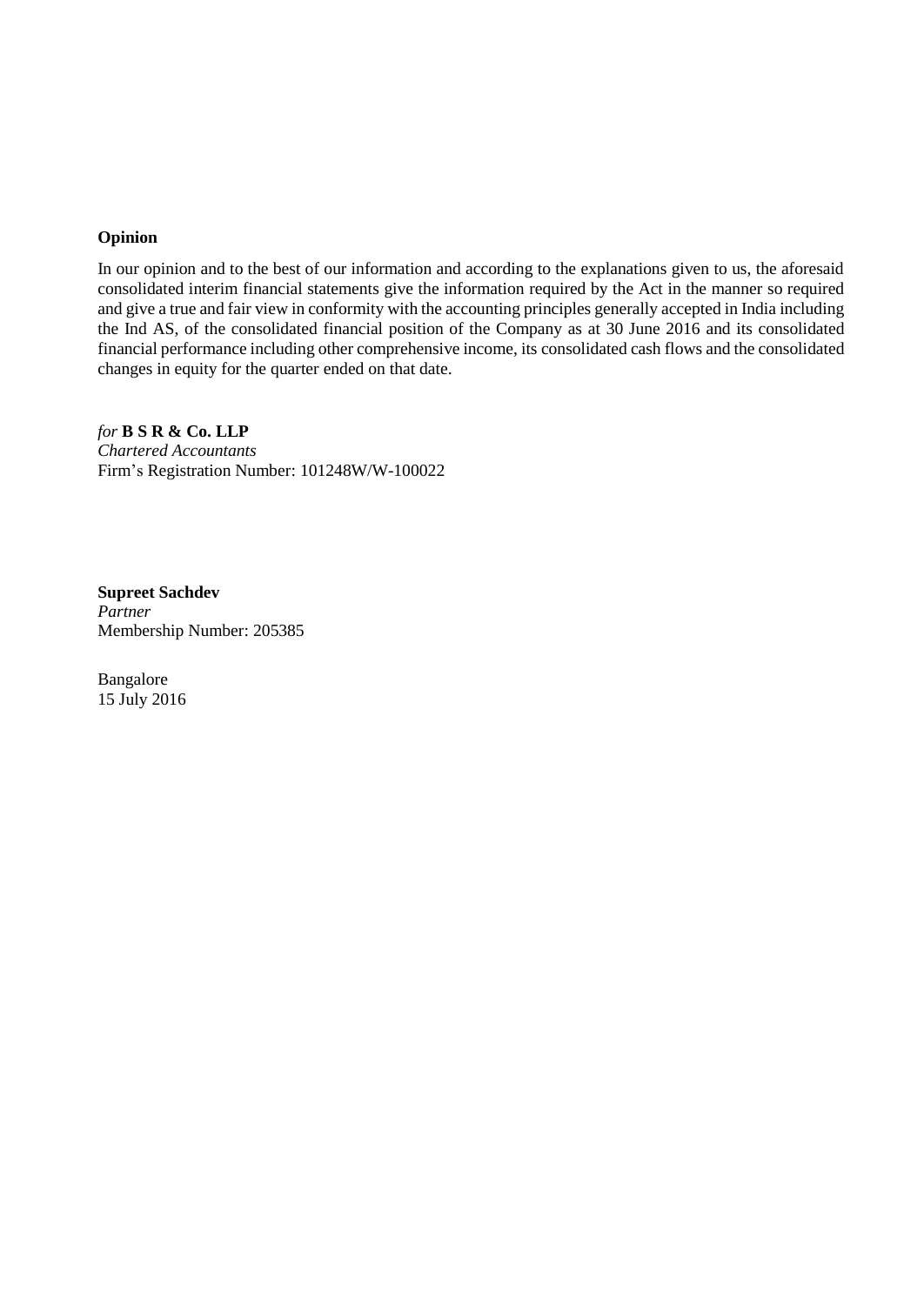**Opinion**

In our opinion and to the best of our information and according to the explanations given to us, the aforesaid consolidated interim financial statements give the information required by the Act in the manner so required and give a true and fair view in conformity with the accounting principles generally accepted in India including the Ind AS, of the consolidated financial position of the Company as at 30 June 2016 and its consolidated financial performance including other comprehensive income, its consolidated cash flows and the consolidated changes in equity for the quarter ended on that date.

*for* **B S R & Co. LLP**
*Chartered Accountants*
Firm's Registration Number: 101248W/W-100022

**Supreet Sachdev**
*Partner*
Membership Number: 205385

Bangalore
15 July 2016